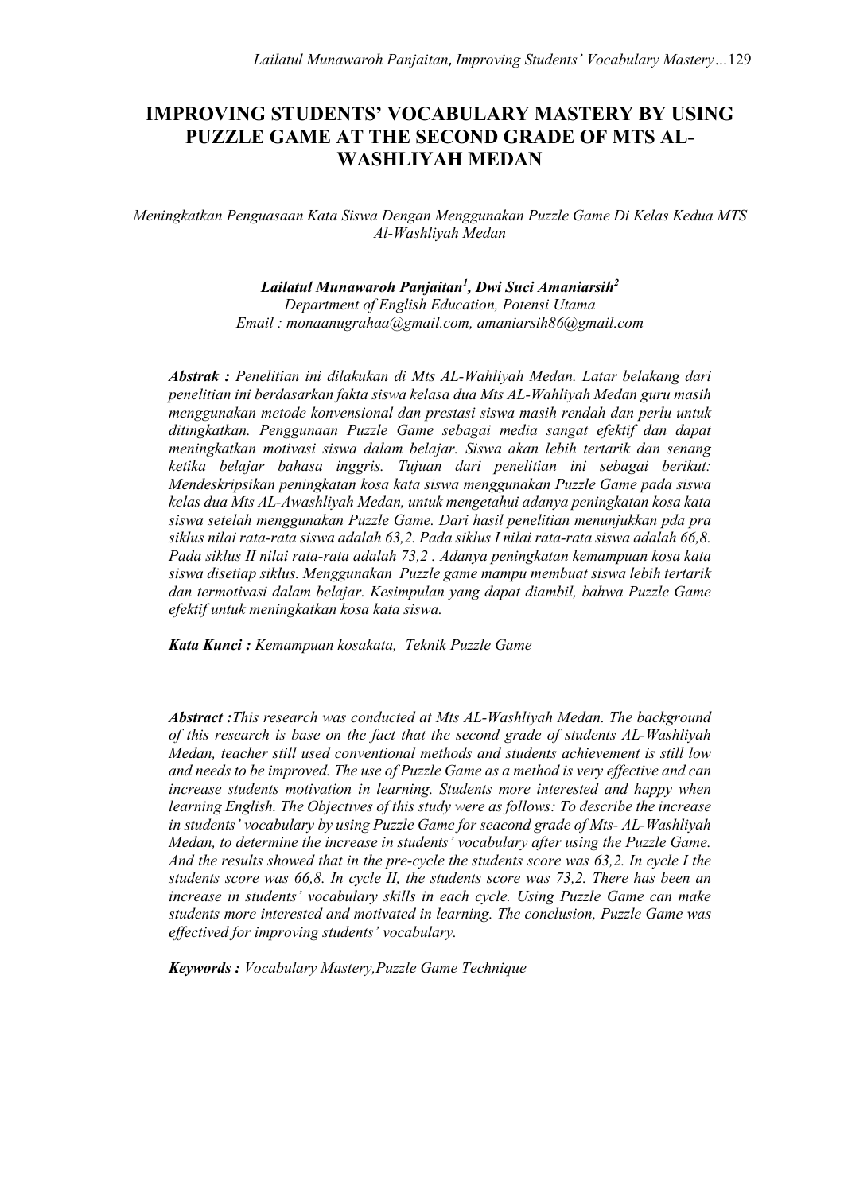# IMPROVING STUDENTS' VOCABULARY MASTERY BY USING PUZZLE GAME AT THE SECOND GRADE OF MTS AL-WASHLIYAH MEDAN

*Meningkatkan Penguasaan Kata Siswa Dengan Menggunakan Puzzle Game Di Kelas Kedua MTS Al-Washliyah Medan*

***Lailatul Munawaroh Panjaitan[1], Dwi Suci Amaniarsih[2]***
*Department of English Education, Potensi Utama*
*Email : monaanugrahaa@gmail.com, amaniarsih86@gmail.com*

***Abstrak :*** *Penelitian ini dilakukan di Mts AL-Wahliyah Medan. Latar belakang dari penelitian ini berdasarkan fakta siswa kelasa dua Mts AL-Wahliyah Medan guru masih menggunakan metode konvensional dan prestasi siswa masih rendah dan perlu untuk ditingkatkan. Penggunaan Puzzle Game sebagai media sangat efektif dan dapat meningkatkan motivasi siswa dalam belajar. Siswa akan lebih tertarik dan senang ketika belajar bahasa inggris. Tujuan dari penelitian ini sebagai berikut: Mendeskripsikan peningkatan kosa kata siswa menggunakan Puzzle Game pada siswa kelas dua Mts AL-Awashliyah Medan, untuk mengetahui adanya peningkatan kosa kata siswa setelah menggunakan Puzzle Game. Dari hasil penelitian menunjukkan pda pra siklus nilai rata-rata siswa adalah 63,2. Pada siklus I nilai rata-rata siswa adalah 66,8. Pada siklus II nilai rata-rata adalah 73,2 . Adanya peningkatan kemampuan kosa kata siswa disetiap siklus. Menggunakan Puzzle game mampu membuat siswa lebih tertarik dan termotivasi dalam belajar. Kesimpulan yang dapat diambil, bahwa Puzzle Game efektif untuk meningkatkan kosa kata siswa.*

***Kata Kunci :*** *Kemampuan kosakata, Teknik Puzzle Game*

***Abstract :****This research was conducted at Mts AL-Washliyah Medan. The background of this research is base on the fact that the second grade of students AL-Washliyah Medan, teacher still used conventional methods and students achievement is still low and needs to be improved. The use of Puzzle Game as a method is very effective and can increase students motivation in learning. Students more interested and happy when learning English. The Objectives of this study were as follows: To describe the increase in students' vocabulary by using Puzzle Game for seacond grade of Mts- AL-Washliyah Medan, to determine the increase in students' vocabulary after using the Puzzle Game. And the results showed that in the pre-cycle the students score was 63,2. In cycle I the students score was 66,8. In cycle II, the students score was 73,2. There has been an increase in students' vocabulary skills in each cycle. Using Puzzle Game can make students more interested and motivated in learning. The conclusion, Puzzle Game was effectived for improving students' vocabulary.*

***Keywords :*** *Vocabulary Mastery,Puzzle Game Technique*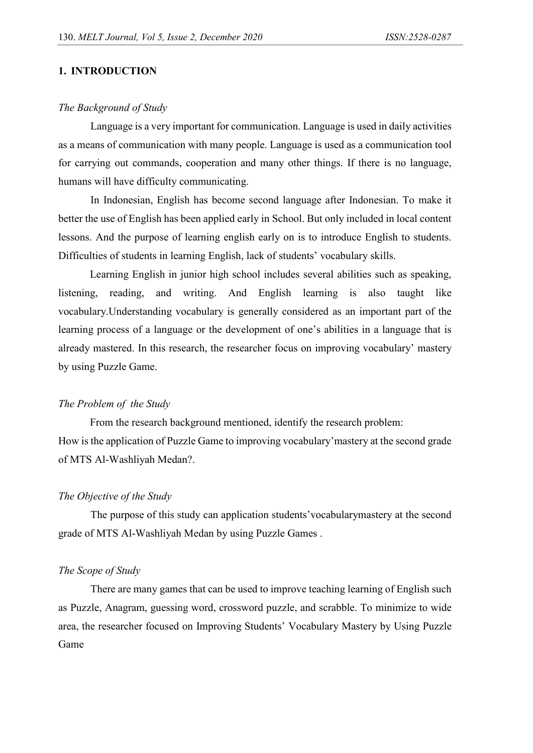## 1. INTRODUCTION

### *The Background of Study*

Language is a very important for communication. Language is used in daily activities as a means of communication with many people. Language is used as a communication tool for carrying out commands, cooperation and many other things. If there is no language, humans will have difficulty communicating.

In Indonesian, English has become second language after Indonesian. To make it better the use of English has been applied early in School. But only included in local content lessons. And the purpose of learning english early on is to introduce English to students. Difficulties of students in learning English, lack of students' vocabulary skills.

Learning English in junior high school includes several abilities such as speaking, listening, reading, and writing. And English learning is also taught like vocabulary.Understanding vocabulary is generally considered as an important part of the learning process of a language or the development of one's abilities in a language that is already mastered. In this research, the researcher focus on improving vocabulary' mastery by using Puzzle Game.

### *The Problem of the Study*

From the research background mentioned, identify the research problem: How is the application of Puzzle Game to improving vocabulary'mastery at the second grade of MTS Al-Washliyah Medan?.

### *The Objective of the Study*

The purpose of this study can application students'vocabularymastery at the second grade of MTS Al-Washliyah Medan by using Puzzle Games .

### *The Scope of Study*

There are many games that can be used to improve teaching learning of English such as Puzzle, Anagram, guessing word, crossword puzzle, and scrabble. To minimize to wide area, the researcher focused on Improving Students' Vocabulary Mastery by Using Puzzle Game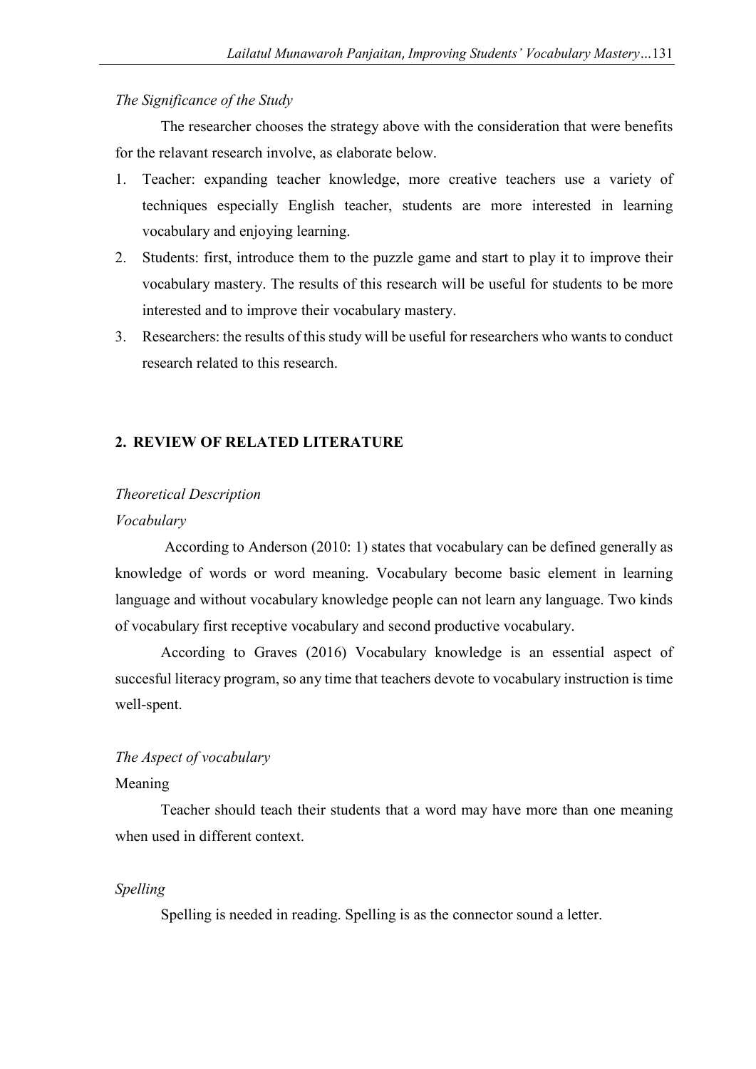*The Significance of the Study*

The researcher chooses the strategy above with the consideration that were benefits for the relavant research involve, as elaborate below.

1. Teacher: expanding teacher knowledge, more creative teachers use a variety of techniques especially English teacher, students are more interested in learning vocabulary and enjoying learning.
2. Students: first, introduce them to the puzzle game and start to play it to improve their vocabulary mastery. The results of this research will be useful for students to be more interested and to improve their vocabulary mastery.
3. Researchers: the results of this study will be useful for researchers who wants to conduct research related to this research.

## 2. REVIEW OF RELATED LITERATURE

*Theoretical Description*

*Vocabulary*

According to Anderson (2010: 1) states that vocabulary can be defined generally as knowledge of words or word meaning. Vocabulary become basic element in learning language and without vocabulary knowledge people can not learn any language. Two kinds of vocabulary first receptive vocabulary and second productive vocabulary.

According to Graves (2016) Vocabulary knowledge is an essential aspect of succesful literacy program, so any time that teachers devote to vocabulary instruction is time well-spent.

*The Aspect of vocabulary*

Meaning

Teacher should teach their students that a word may have more than one meaning when used in different context.

*Spelling*

Spelling is needed in reading. Spelling is as the connector sound a letter.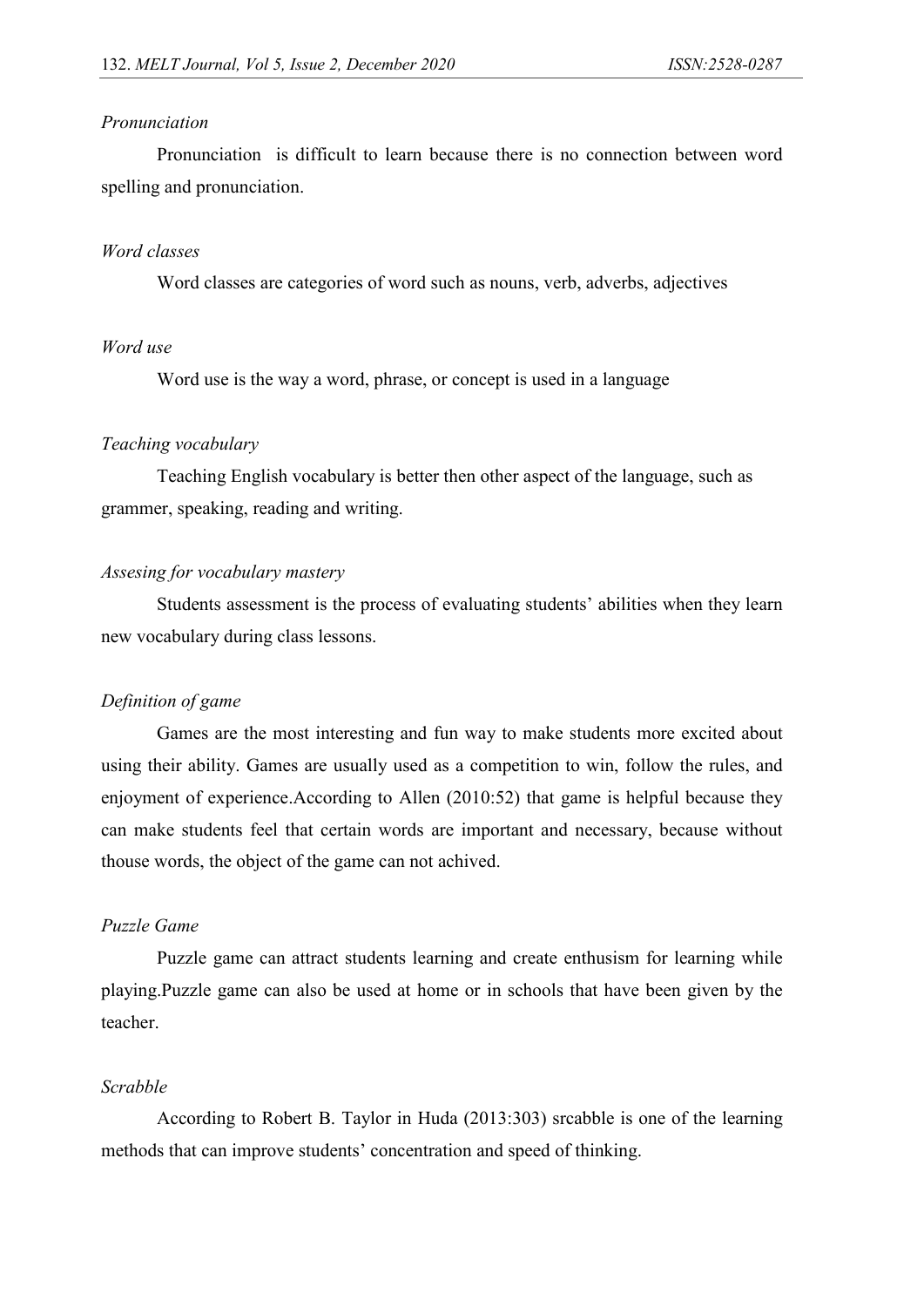*Pronunciation*

Pronunciation  is difficult to learn because there is no connection between word spelling and pronunciation.

*Word classes*

Word classes are categories of word such as nouns, verb, adverbs, adjectives

*Word use*

Word use is the way a word, phrase, or concept is used in a language

*Teaching vocabulary*

Teaching English vocabulary is better then other aspect of the language, such as grammer, speaking, reading and writing.

*Assesing for vocabulary mastery*

Students assessment is the process of evaluating students' abilities when they learn new vocabulary during class lessons.

*Definition of game*

Games are the most interesting and fun way to make students more excited about using their ability. Games are usually used as a competition to win, follow the rules, and enjoyment of experience.According to Allen (2010:52) that game is helpful because they can make students feel that certain words are important and necessary, because without thouse words, the object of the game can not achived.

*Puzzle Game*

Puzzle game can attract students learning and create enthusism for learning while playing.Puzzle game can also be used at home or in schools that have been given by the teacher.

*Scrabble*

According to Robert B. Taylor in Huda (2013:303) srcabble is one of the learning methods that can improve students' concentration and speed of thinking.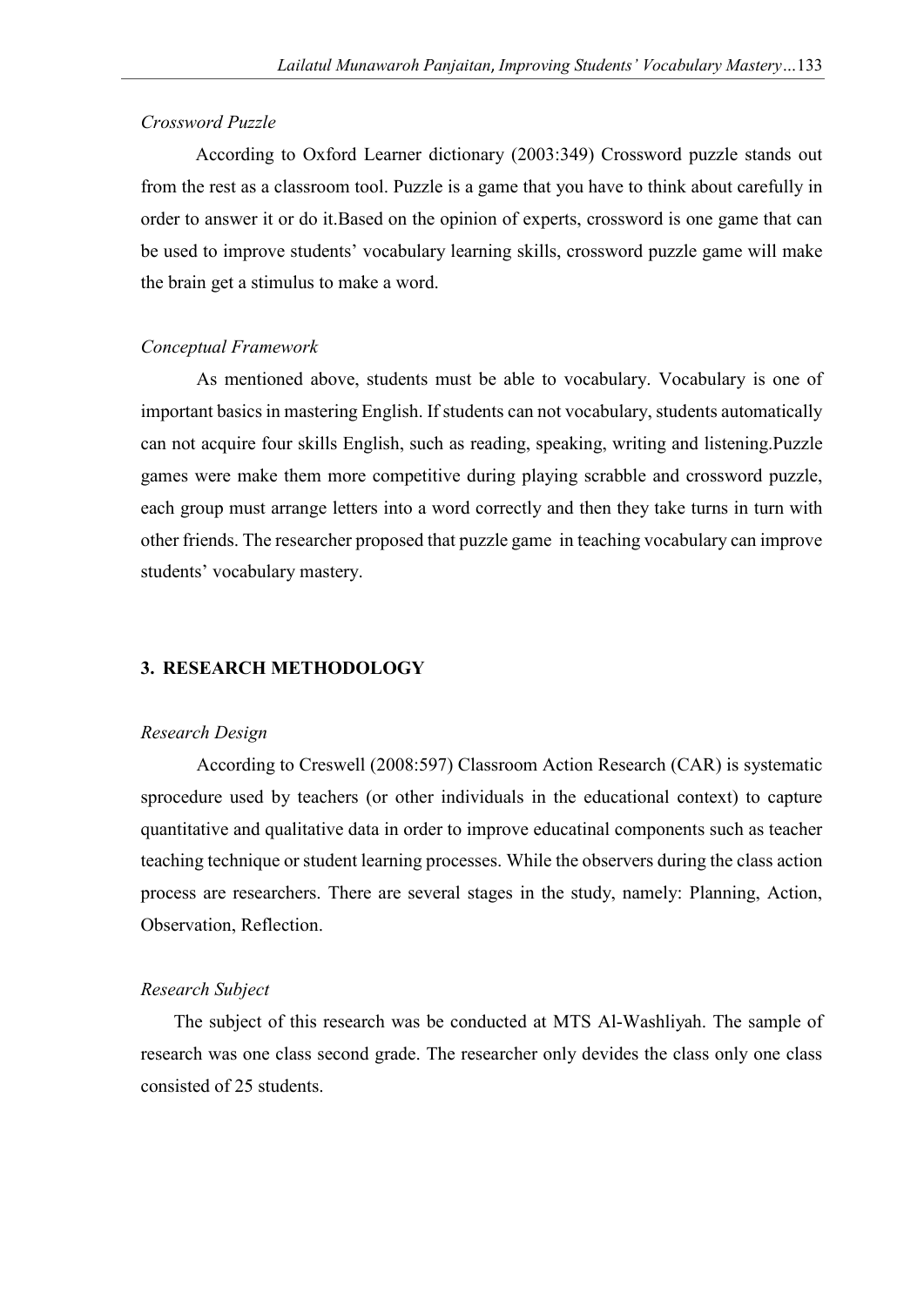*Crossword Puzzle*

According to Oxford Learner dictionary (2003:349) Crossword puzzle stands out from the rest as a classroom tool. Puzzle is a game that you have to think about carefully in order to answer it or do it.Based on the opinion of experts, crossword is one game that can be used to improve students' vocabulary learning skills, crossword puzzle game will make the brain get a stimulus to make a word.

*Conceptual Framework*

As mentioned above, students must be able to vocabulary. Vocabulary is one of important basics in mastering English. If students can not vocabulary, students automatically can not acquire four skills English, such as reading, speaking, writing and listening.Puzzle games were make them more competitive during playing scrabble and crossword puzzle, each group must arrange letters into a word correctly and then they take turns in turn with other friends. The researcher proposed that puzzle game in teaching vocabulary can improve students' vocabulary mastery.

## 3. RESEARCH METHODOLOGY

*Research Design*

According to Creswell (2008:597) Classroom Action Research (CAR) is systematic sprocedure used by teachers (or other individuals in the educational context) to capture quantitative and qualitative data in order to improve educatinal components such as teacher teaching technique or student learning processes. While the observers during the class action process are researchers. There are several stages in the study, namely: Planning, Action, Observation, Reflection.

*Research Subject*

The subject of this research was be conducted at MTS Al-Washliyah. The sample of research was one class second grade. The researcher only devides the class only one class consisted of 25 students.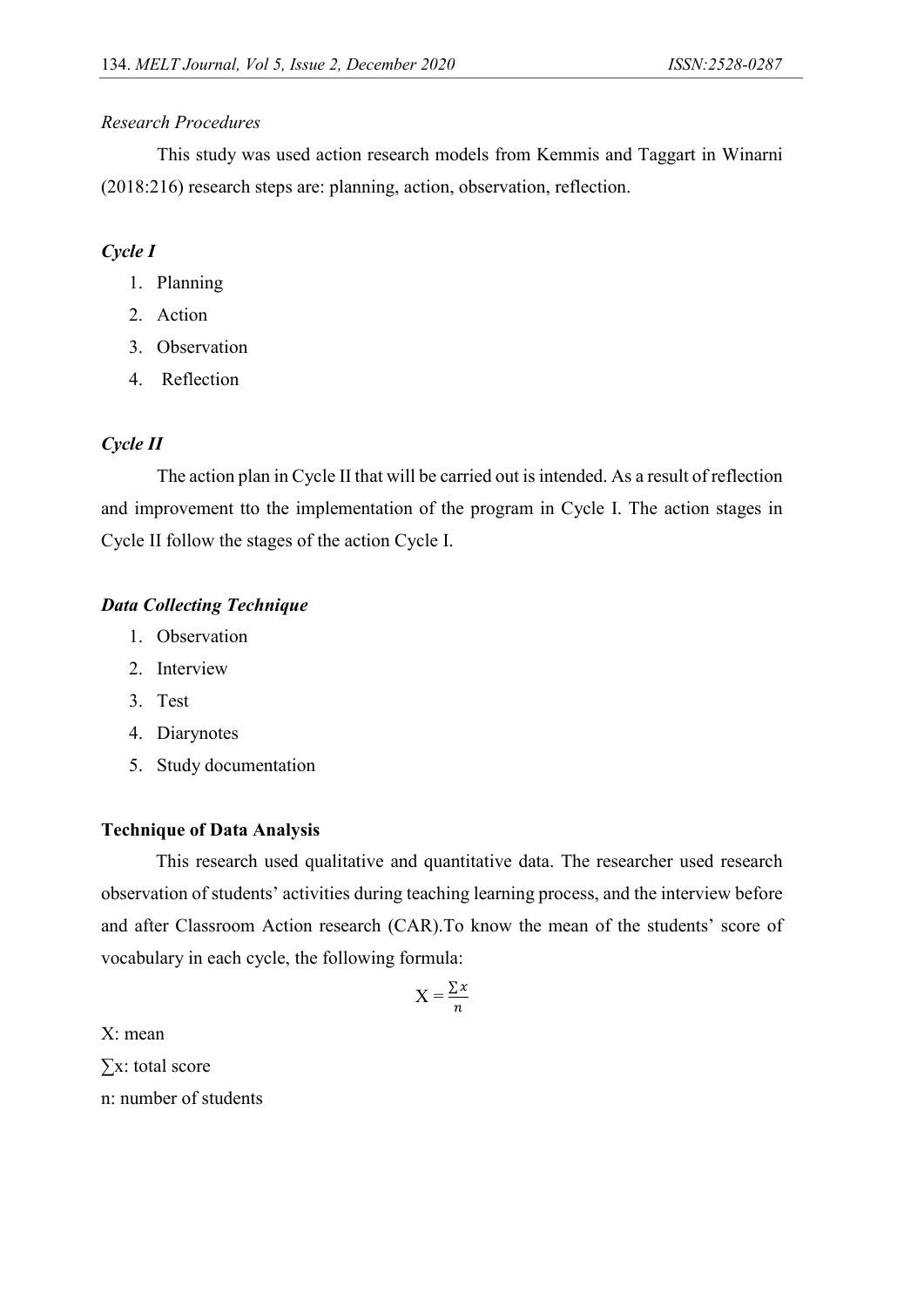*Research Procedures*

This study was used action research models from Kemmis and Taggart in Winarni (2018:216) research steps are: planning, action, observation, reflection.

***Cycle I***

1. Planning
2. Action
3. Observation
4. Reflection

***Cycle II***

The action plan in Cycle II that will be carried out is intended. As a result of reflection and improvement tto the implementation of the program in Cycle I. The action stages in Cycle II follow the stages of the action Cycle I.

***Data Collecting Technique***

1. Observation
2. Interview
3. Test
4. Diarynotes
5. Study documentation

**Technique of Data Analysis**

This research used qualitative and quantitative data. The researcher used research observation of students' activities during teaching learning process, and the interview before and after Classroom Action research (CAR).To know the mean of the students' score of vocabulary in each cycle, the following formula:

$$X = \frac{\sum x}{n}$$

X: mean

∑x: total score

n: number of students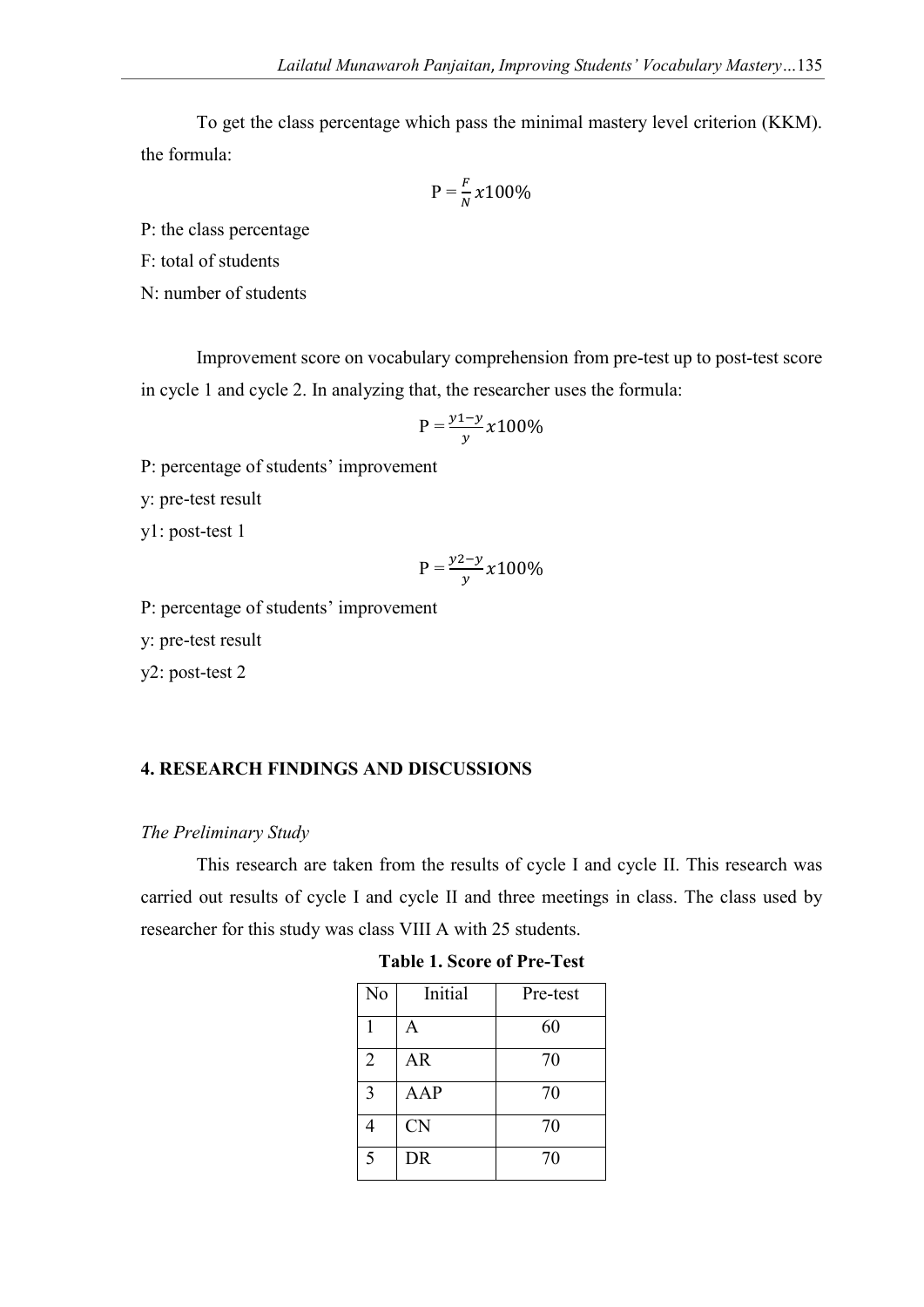To get the class percentage which pass the minimal mastery level criterion (KKM). the formula:

$$P = \frac{F}{N} x100\%$$

P: the class percentage

F: total of students

N: number of students

Improvement score on vocabulary comprehension from pre-test up to post-test score in cycle 1 and cycle 2. In analyzing that, the researcher uses the formula:

$$P = \frac{y1-y}{y} x100\%$$

P: percentage of students' improvement

y: pre-test result

y1: post-test 1

$$P = \frac{y2-y}{y} x100\%$$

P: percentage of students' improvement

y: pre-test result

y2: post-test 2

## 4. RESEARCH FINDINGS AND DISCUSSIONS

*The Preliminary Study*

This research are taken from the results of cycle I and cycle II. This research was carried out results of cycle I and cycle II and three meetings in class. The class used by researcher for this study was class VIII A with 25 students.

**Table 1. Score of Pre-Test**

| No | Initial | Pre-test |
|---|---|---|
| 1 | A | 60 |
| 2 | AR | 70 |
| 3 | AAP | 70 |
| 4 | CN | 70 |
| 5 | DR | 70 |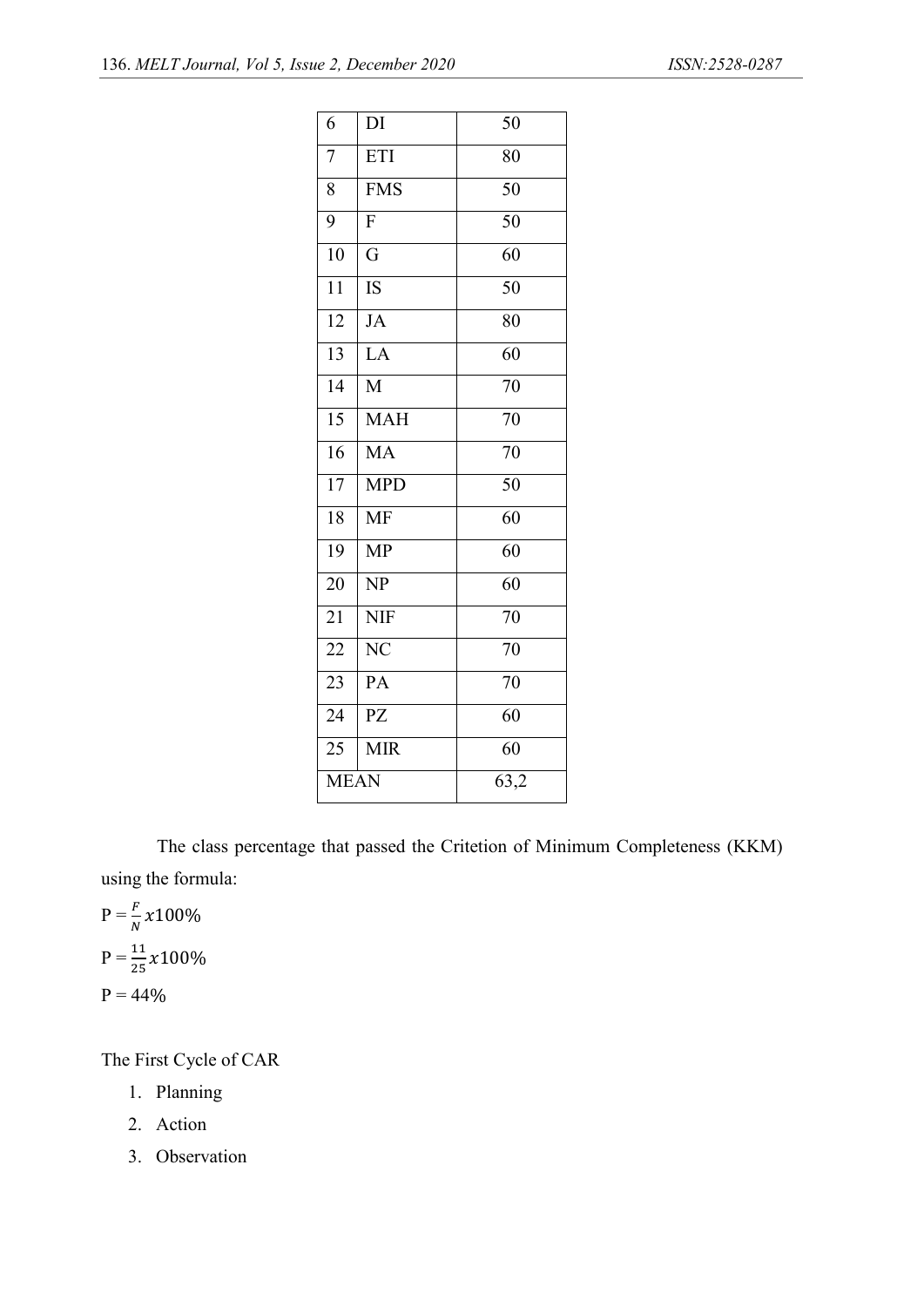| | | |
|---|---|---|
| 6 | DI | 50 |
| 7 | ETI | 80 |
| 8 | FMS | 50 |
| 9 | F | 50 |
| 10 | G | 60 |
| 11 | IS | 50 |
| 12 | JA | 80 |
| 13 | LA | 60 |
| 14 | M | 70 |
| 15 | MAH | 70 |
| 16 | MA | 70 |
| 17 | MPD | 50 |
| 18 | MF | 60 |
| 19 | MP | 60 |
| 20 | NP | 60 |
| 21 | NIF | 70 |
| 22 | NC | 70 |
| 23 | PA | 70 |
| 24 | PZ | 60 |
| 25 | MIR | 60 |
| MEAN | | 63,2 |

The class percentage that passed the Critetion of Minimum Completeness (KKM) using the formula:

$P = \frac{F}{N} x100\%$

$P = \frac{11}{25} x100\%$

$P = 44\%$

The First Cycle of CAR

1. Planning
2. Action
3. Observation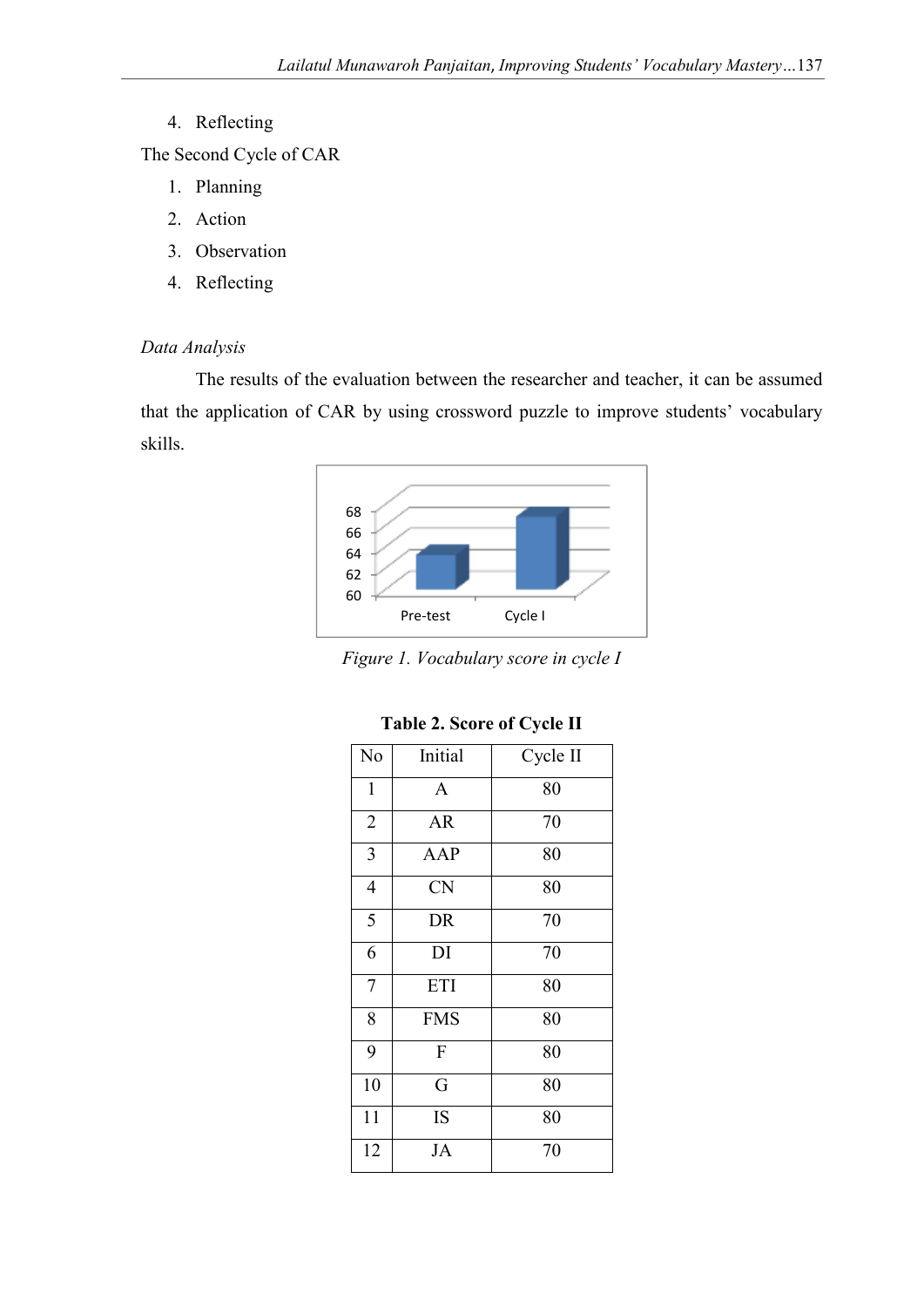4. Reflecting

The Second Cycle of CAR

1. Planning
2. Action
3. Observation
4. Reflecting

*Data Analysis*

The results of the evaluation between the researcher and teacher, it can be assumed that the application of CAR by using crossword puzzle to improve students' vocabulary skills.

*Figure 1. Vocabulary score in cycle I*

**Table 2. Score of Cycle II**

| No | Initial | Cycle II |
|---|---|---|
| 1 | A | 80 |
| 2 | AR | 70 |
| 3 | AAP | 80 |
| 4 | CN | 80 |
| 5 | DR | 70 |
| 6 | DI | 70 |
| 7 | ETI | 80 |
| 8 | FMS | 80 |
| 9 | F | 80 |
| 10 | G | 80 |
| 11 | IS | 80 |
| 12 | JA | 70 |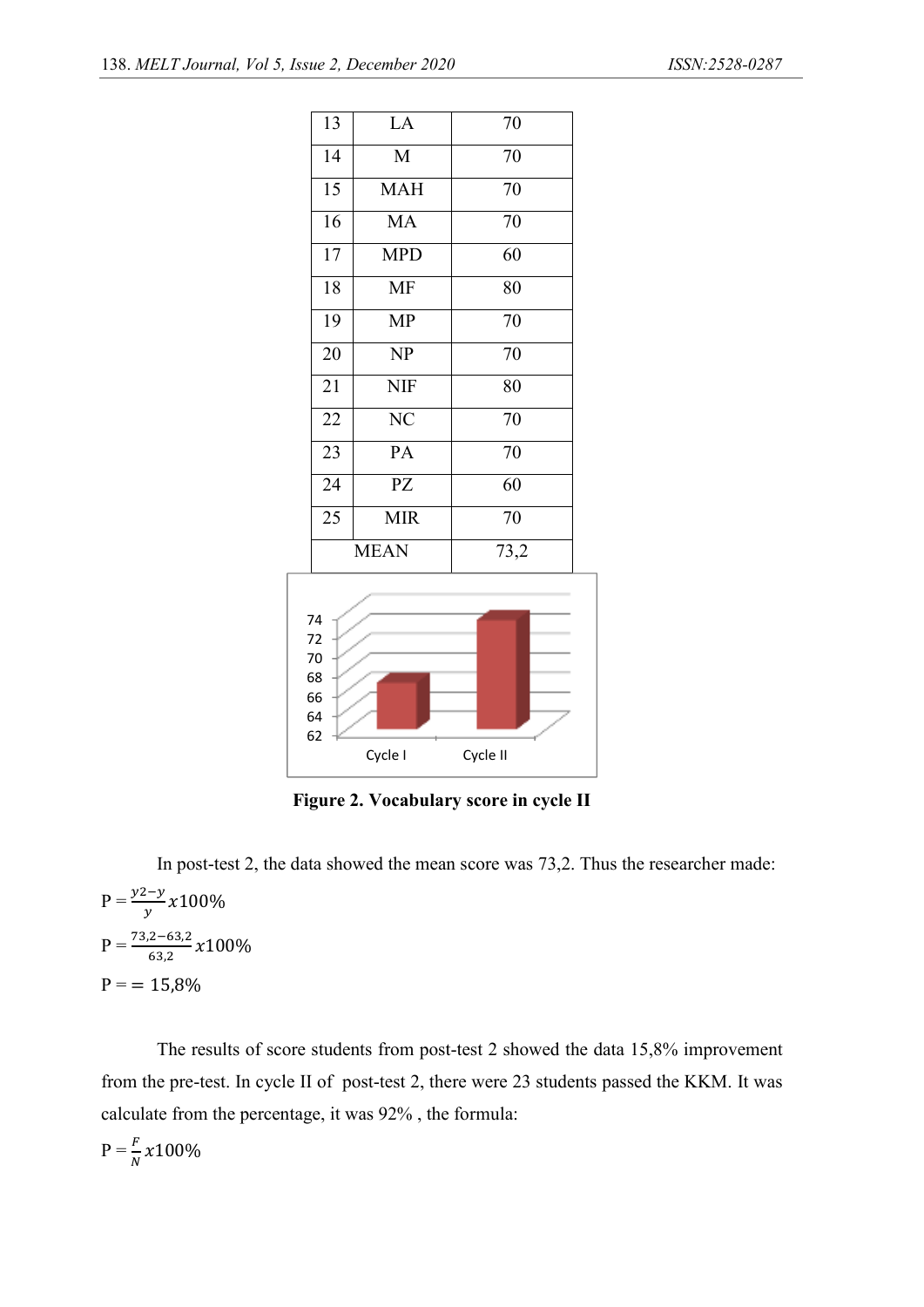| 13 | LA | 70 |
|---|---|---|
| 14 | M | 70 |
| 15 | MAH | 70 |
| 16 | MA | 70 |
| 17 | MPD | 60 |
| 18 | MF | 80 |
| 19 | MP | 70 |
| 20 | NP | 70 |
| 21 | NIF | 80 |
| 22 | NC | 70 |
| 23 | PA | 70 |
| 24 | PZ | 60 |
| 25 | MIR | 70 |
| MEAN | | 73,2 |

**Figure 2. Vocabulary score in cycle II**

In post-test 2, the data showed the mean score was 73,2. Thus the researcher made:

$$P = \frac{y2 - y}{y} x100\%$$

$$P = \frac{73{,}2 - 63{,}2}{63{,}2} x100\%$$

$$P = = 15{,}8\%$$

The results of score students from post-test 2 showed the data 15,8% improvement from the pre-test. In cycle II of post-test 2, there were 23 students passed the KKM. It was calculate from the percentage, it was 92% , the formula:

$$P = \frac{F}{N} x100\%$$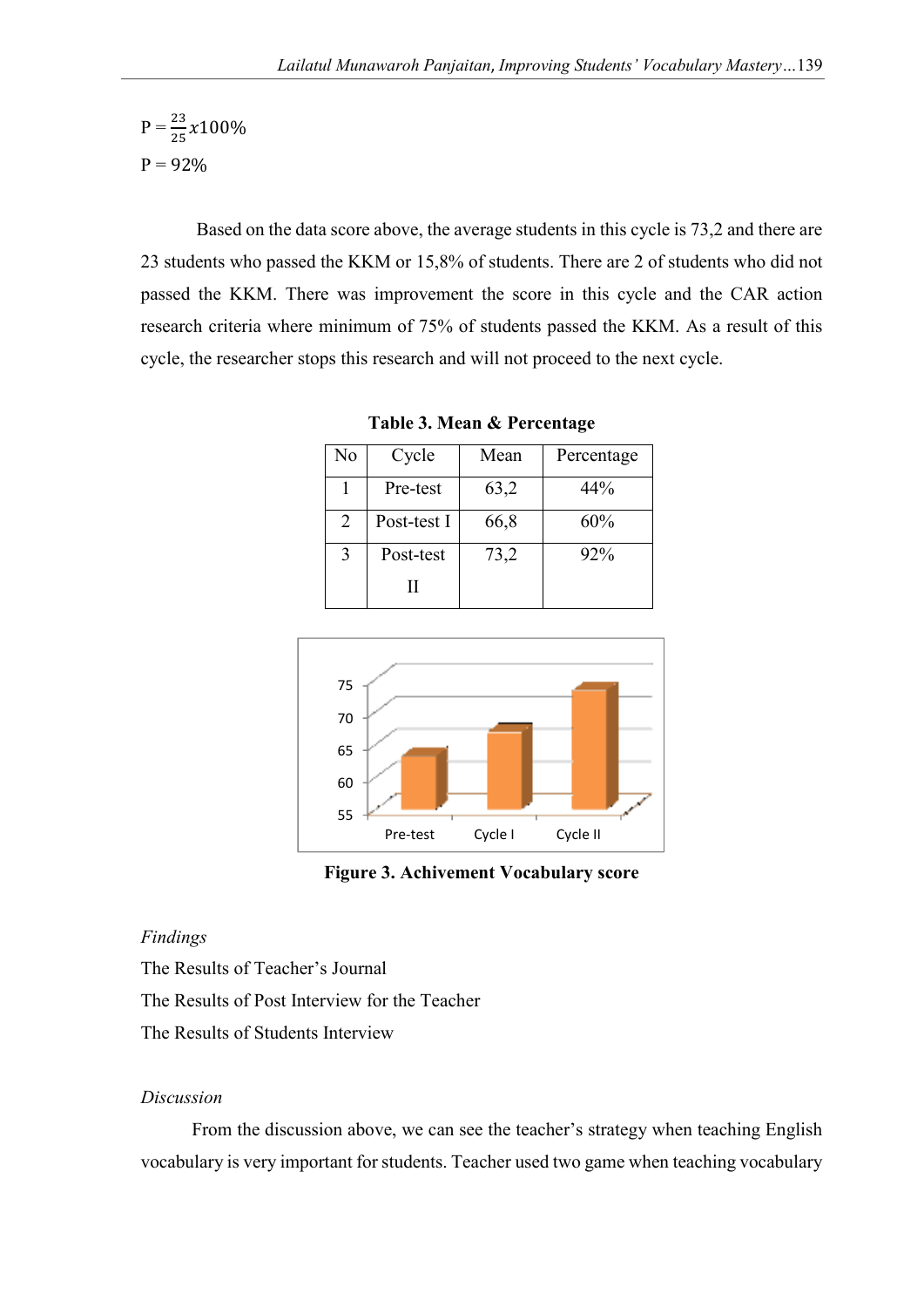$$P = \frac{23}{25} x100\%$$

$$P = 92\%$$

Based on the data score above, the average students in this cycle is 73,2 and there are 23 students who passed the KKM or 15,8% of students. There are 2 of students who did not passed the KKM. There was improvement the score in this cycle and the CAR action research criteria where minimum of 75% of students passed the KKM. As a result of this cycle, the researcher stops this research and will not proceed to the next cycle.

**Table 3. Mean & Percentage**

| No | Cycle | Mean | Percentage |
|---|---|---|---|
| 1 | Pre-test | 63,2 | 44% |
| 2 | Post-test I | 66,8 | 60% |
| 3 | Post-test II | 73,2 | 92% |

**Figure 3. Achivement Vocabulary score**

*Findings*

The Results of Teacher's Journal

The Results of Post Interview for the Teacher

The Results of Students Interview

*Discussion*

From the discussion above, we can see the teacher's strategy when teaching English vocabulary is very important for students. Teacher used two game when teaching vocabulary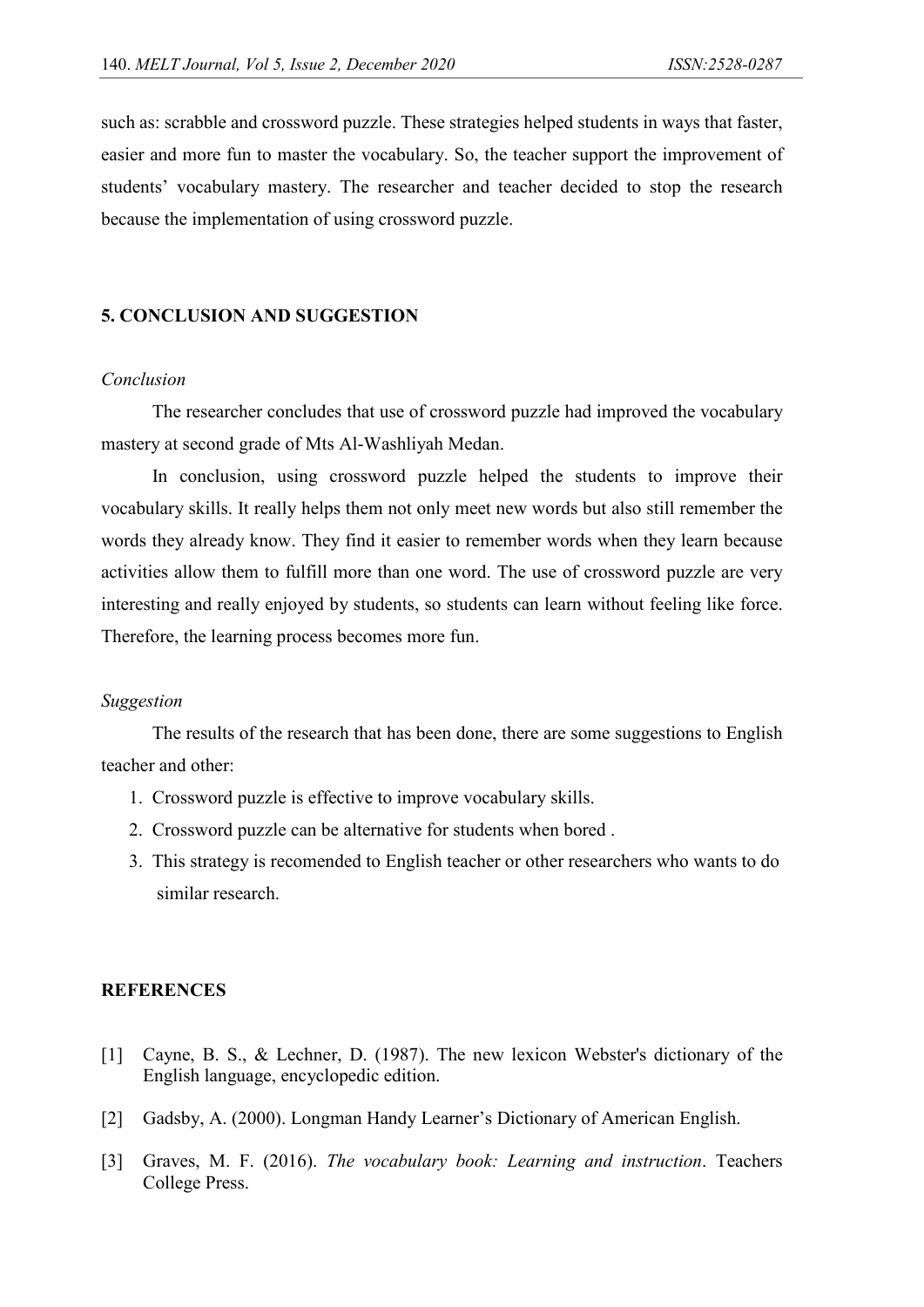such as: scrabble and crossword puzzle. These strategies helped students in ways that faster, easier and more fun to master the vocabulary. So, the teacher support the improvement of students' vocabulary mastery. The researcher and teacher decided to stop the research because the implementation of using crossword puzzle.

## 5. CONCLUSION AND SUGGESTION

### *Conclusion*

The researcher concludes that use of crossword puzzle had improved the vocabulary mastery at second grade of Mts Al-Washliyah Medan.

In conclusion, using crossword puzzle helped the students to improve their vocabulary skills. It really helps them not only meet new words but also still remember the words they already know. They find it easier to remember words when they learn because activities allow them to fulfill more than one word. The use of crossword puzzle are very interesting and really enjoyed by students, so students can learn without feeling like force. Therefore, the learning process becomes more fun.

### *Suggestion*

The results of the research that has been done, there are some suggestions to English teacher and other:

1. Crossword puzzle is effective to improve vocabulary skills.
2. Crossword puzzle can be alternative for students when bored .
3. This strategy is recomended to English teacher or other researchers who wants to do similar research.

## REFERENCES

[1] Cayne, B. S., & Lechner, D. (1987). The new lexicon Webster's dictionary of the English language, encyclopedic edition.

[2] Gadsby, A. (2000). Longman Handy Learner's Dictionary of American English.

[3] Graves, M. F. (2016). *The vocabulary book: Learning and instruction*. Teachers College Press.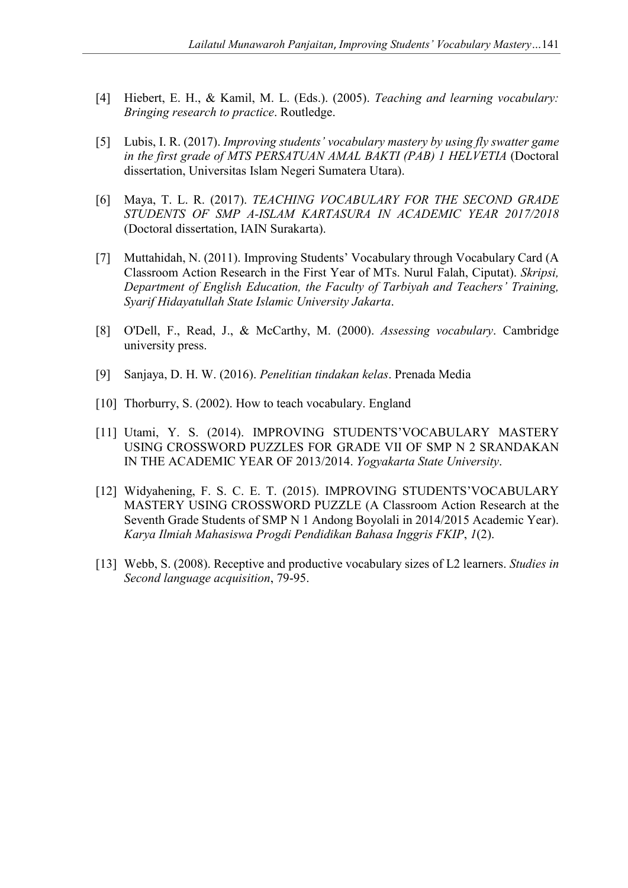[4] Hiebert, E. H., & Kamil, M. L. (Eds.). (2005). *Teaching and learning vocabulary: Bringing research to practice*. Routledge.

[5] Lubis, I. R. (2017). *Improving students' vocabulary mastery by using fly swatter game in the first grade of MTS PERSATUAN AMAL BAKTI (PAB) 1 HELVETIA* (Doctoral dissertation, Universitas Islam Negeri Sumatera Utara).

[6] Maya, T. L. R. (2017). *TEACHING VOCABULARY FOR THE SECOND GRADE STUDENTS OF SMP A-ISLAM KARTASURA IN ACADEMIC YEAR 2017/2018* (Doctoral dissertation, IAIN Surakarta).

[7] Muttahidah, N. (2011). Improving Students' Vocabulary through Vocabulary Card (A Classroom Action Research in the First Year of MTs. Nurul Falah, Ciputat). *Skripsi, Department of English Education, the Faculty of Tarbiyah and Teachers' Training, Syarif Hidayatullah State Islamic University Jakarta*.

[8] O'Dell, F., Read, J., & McCarthy, M. (2000). *Assessing vocabulary*. Cambridge university press.

[9] Sanjaya, D. H. W. (2016). *Penelitian tindakan kelas*. Prenada Media

[10] Thorburry, S. (2002). How to teach vocabulary. England

[11] Utami, Y. S. (2014). IMPROVING STUDENTS'VOCABULARY MASTERY USING CROSSWORD PUZZLES FOR GRADE VII OF SMP N 2 SRANDAKAN IN THE ACADEMIC YEAR OF 2013/2014. *Yogyakarta State University*.

[12] Widyahening, F. S. C. E. T. (2015). IMPROVING STUDENTS'VOCABULARY MASTERY USING CROSSWORD PUZZLE (A Classroom Action Research at the Seventh Grade Students of SMP N 1 Andong Boyolali in 2014/2015 Academic Year). *Karya Ilmiah Mahasiswa Progdi Pendidikan Bahasa Inggris FKIP*, *1*(2).

[13] Webb, S. (2008). Receptive and productive vocabulary sizes of L2 learners. *Studies in Second language acquisition*, 79-95.